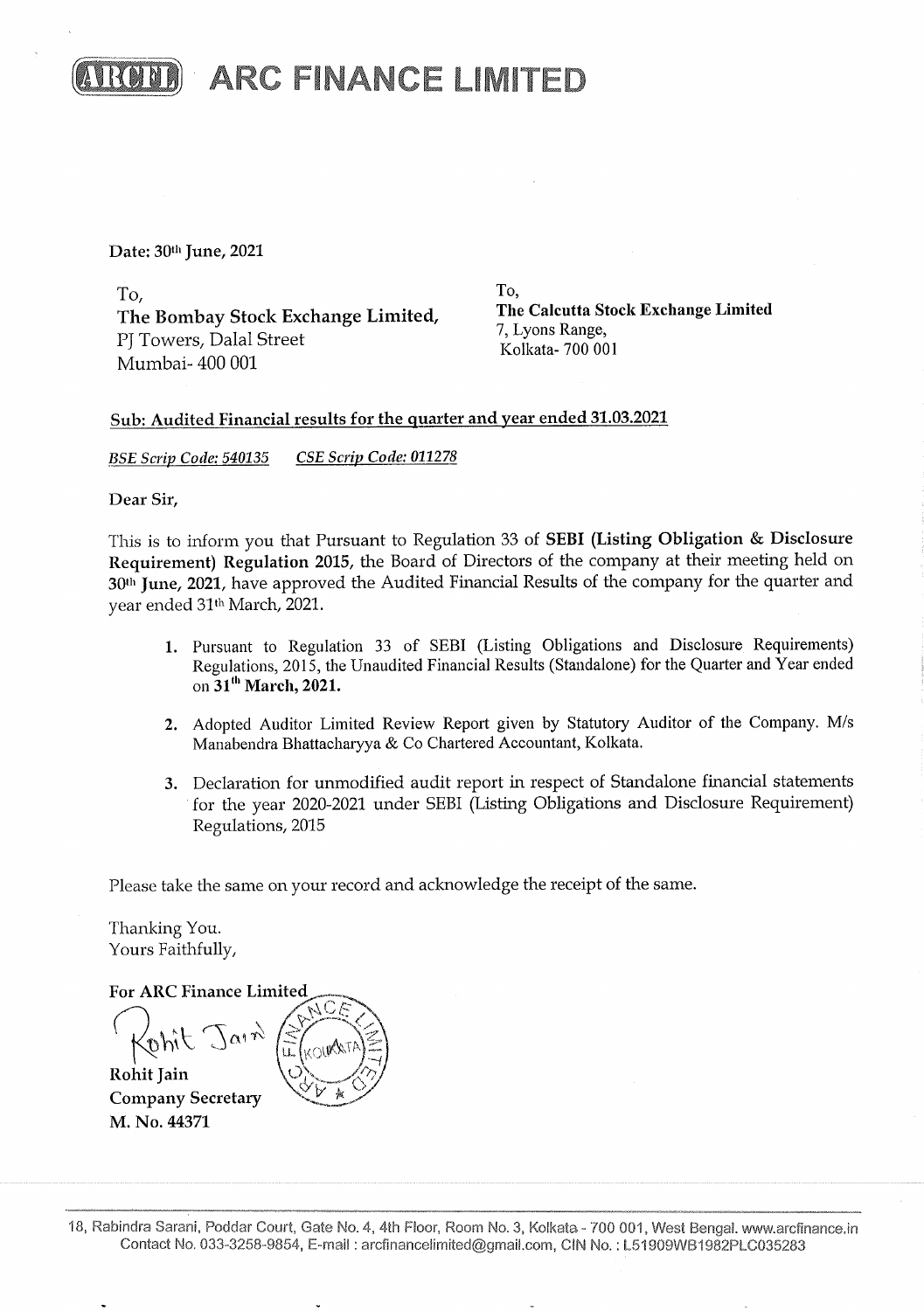# ARC FINANCE LIMITED

**Date: 30th June, 2021**

To,
**The Bombay Stock Exchange Limited,**
PJ Towers, Dalal Street
Mumbai- 400 001

To,
**The Calcutta Stock Exchange Limited**
7, Lyons Range,
Kolkata- 700 001

**Sub: Audited Financial results for the quarter and year ended 31.03.2021**

*BSE Scrip Code: 540135* *CSE Scrip Code: 011278*

Dear Sir,

This is to inform you that Pursuant to Regulation 33 of **SEBI (Listing Obligation & Disclosure Requirement) Regulation 2015**, the Board of Directors of the company at their meeting held on **30th June, 2021**, have approved the Audited Financial Results of the company for the quarter and year ended 31th March, 2021.

1. Pursuant to Regulation 33 of SEBI (Listing Obligations and Disclosure Requirements) Regulations, 2015, the Unaudited Financial Results (Standalone) for the Quarter and Year ended on **31th March, 2021.**
2. Adopted Auditor Limited Review Report given by Statutory Auditor of the Company. M/s Manabendra Bhattacharyya & Co Chartered Accountant, Kolkata.
3. Declaration for unmodified audit report in respect of Standalone financial statements for the year 2020-2021 under SEBI (Listing Obligations and Disclosure Requirement) Regulations, 2015

Please take the same on your record and acknowledge the receipt of the same.

Thanking You.
Yours Faithfully,

**For ARC Finance Limited**

**Rohit Jain**
**Company Secretary**
**M. No. 44371**

18, Rabindra Sarani, Poddar Court, Gate No. 4, 4th Floor, Room No. 3, Kolkata - 700 001, West Bengal. www.arcfinance.in
Contact No. 033-3258-9854, E-mail : arcfinancelimited@gmail.com, CIN No. : L51909WB1982PLC035283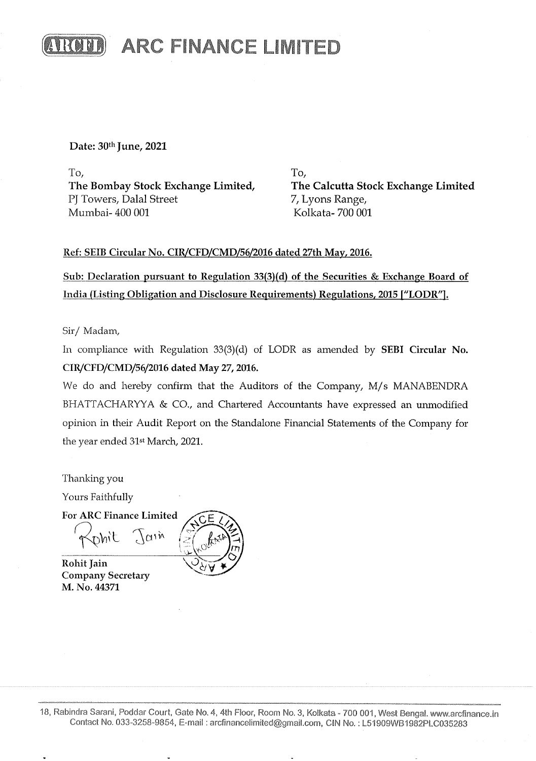# ARC FINANCE LIMITED

**Date: 30th June, 2021**

To,
**The Bombay Stock Exchange Limited,**
PJ Towers, Dalal Street
Mumbai- 400 001

To,
**The Calcutta Stock Exchange Limited**
7, Lyons Range,
Kolkata- 700 001

**Ref: SEIB Circular No. CIR/CFD/CMD/56/2016 dated 27th May, 2016.**

**Sub: Declaration pursuant to Regulation 33(3)(d) of the Securities & Exchange Board of India (Listing Obligation and Disclosure Requirements) Regulations, 2015 ["LODR"].**

Sir/ Madam,

In compliance with Regulation 33(3)(d) of LODR as amended by **SEBI Circular No. CIR/CFD/CMD/56/2016 dated May 27, 2016.**

We do and hereby confirm that the Auditors of the Company, M/s MANABENDRA BHATTACHARYYA & CO., and Chartered Accountants have expressed an unmodified opinion in their Audit Report on the Standalone Financial Statements of the Company for the year ended 31st March, 2021.

Thanking you

Yours Faithfully

**For ARC Finance Limited**

Rohit Jain

**Rohit Jain**
**Company Secretary**
**M. No. 44371**

18, Rabindra Sarani, Poddar Court, Gate No. 4, 4th Floor, Room No. 3, Kolkata - 700 001, West Bengal. www.arcfinance.in
Contact No. 033-3258-9854, E-mail : arcfinancelimited@gmail.com, CIN No. : L51909WB1982PLC035283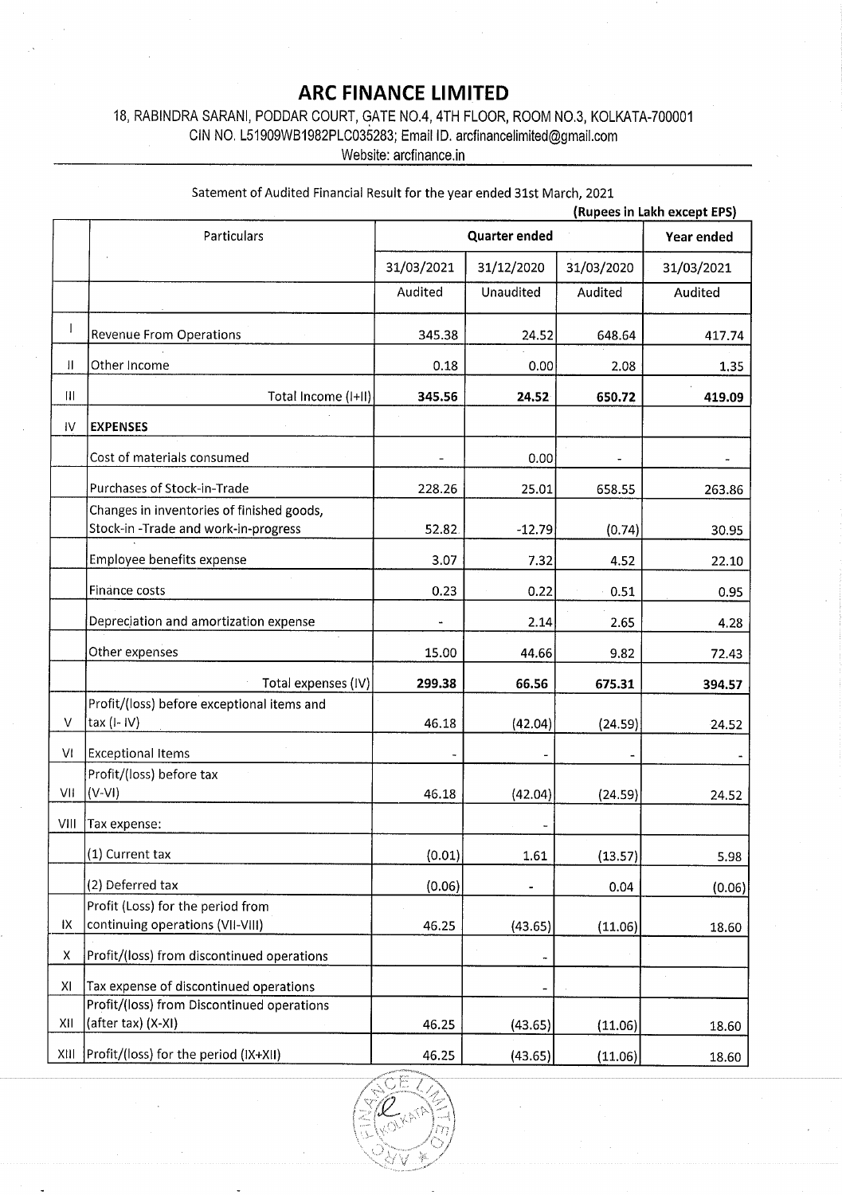# ARC FINANCE LIMITED

18, RABINDRA SARANI, PODDAR COURT, GATE NO.4, 4TH FLOOR, ROOM NO.3, KOLKATA-700001
CIN NO. L51909WB1982PLC035283; Email ID. arcfinancelimited@gmail.com
Website: arcfinance.in

Satement of Audited Financial Result for the year ended 31st March, 2021

**(Rupees in Lakh except EPS)**

| | Particulars | Quarter ended | | | Year ended |
|---|---|---|---|---|---|
| | | 31/03/2021 | 31/12/2020 | 31/03/2020 | 31/03/2021 |
| | | Audited | Unaudited | Audited | Audited |
| I | Revenue From Operations | 345.38 | 24.52 | 648.64 | 417.74 |
| II | Other Income | 0.18 | 0.00 | 2.08 | 1.35 |
| III | Total Income (I+II) | **345.56** | **24.52** | **650.72** | **419.09** |
| IV | **EXPENSES** | | | | |
| | Cost of materials consumed | - | 0.00 | - | - |
| | Purchases of Stock-in-Trade | 228.26 | 25.01 | 658.55 | 263.86 |
| | Changes in inventories of finished goods, Stock-in -Trade and work-in-progress | 52.82 | -12.79 | (0.74) | 30.95 |
| | Employee benefits expense | 3.07 | 7.32 | 4.52 | 22.10 |
| | Finance costs | 0.23 | 0.22 | 0.51 | 0.95 |
| | Depreciation and amortization expense | - | 2.14 | 2.65 | 4.28 |
| | Other expenses | 15.00 | 44.66 | 9.82 | 72.43 |
| | Total expenses (IV) | **299.38** | **66.56** | **675.31** | **394.57** |
| V | Profit/(loss) before exceptional items and tax (I- IV) | 46.18 | (42.04) | (24.59) | 24.52 |
| VI | Exceptional Items | - | - | - | - |
| VII | Profit/(loss) before tax (V-VI) | 46.18 | (42.04) | (24.59) | 24.52 |
| VIII | Tax expense: | | - | | |
| | (1) Current tax | (0.01) | 1.61 | (13.57) | 5.98 |
| | (2) Deferred tax | (0.06) | - | 0.04 | (0.06) |
| IX | Profit (Loss) for the period from continuing operations (VII-VIII) | 46.25 | (43.65) | (11.06) | 18.60 |
| X | Profit/(loss) from discontinued operations | | - | | |
| XI | Tax expense of discontinued operations | | - | | |
| XII | Profit/(loss) from Discontinued operations (after tax) (X-XI) | 46.25 | (43.65) | (11.06) | 18.60 |
| XIII | Profit/(loss) for the period (IX+XII) | 46.25 | (43.65) | (11.06) | 18.60 |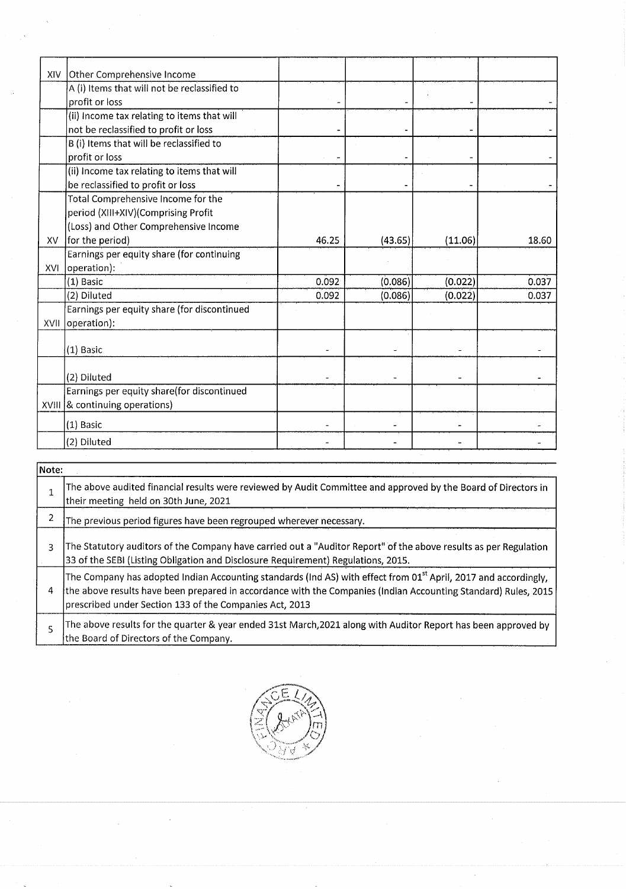| | | | | | |
|---|---|---|---|---|---|
| XIV | Other Comprehensive Income | | | | |
| | A (i) Items that will not be reclassified to profit or loss | - | - | - | - |
| | (ii) Income tax relating to items that will not be reclassified to profit or loss | - | - | - | - |
| | B (i) Items that will be reclassified to profit or loss | - | - | - | - |
| | (ii) Income tax relating to items that will be reclassified to profit or loss | - | - | - | - |
| XV | Total Comprehensive Income for the period (XIII+XIV)(Comprising Profit (Loss) and Other Comprehensive Income for the period) | 46.25 | (43.65) | (11.06) | 18.60 |
| XVI | Earnings per equity share (for continuing operation): | | | | |
| | (1) Basic | 0.092 | (0.086) | (0.022) | 0.037 |
| | (2) Diluted | 0.092 | (0.086) | (0.022) | 0.037 |
| XVII | Earnings per equity share (for discontinued operation): | | | | |
| | (1) Basic | - | - | - | - |
| | (2) Diluted | - | - | - | - |
| XVIII | Earnings per equity share(for discontinued & continuing operations) | | | | |
| | (1) Basic | - | - | - | - |
| | (2) Diluted | - | - | - | - |

| Note: | |
|---|---|
| 1 | The above audited financial results were reviewed by Audit Committee and approved by the Board of Directors in their meeting held on 30th June, 2021 |
| 2 | The previous period figures have been regrouped wherever necessary. |
| 3 | The Statutory auditors of the Company have carried out a "Auditor Report" of the above results as per Regulation 33 of the SEBI (Listing Obligation and Disclosure Requirement) Regulations, 2015. |
| 4 | The Company has adopted Indian Accounting standards (Ind AS) with effect from 01st April, 2017 and accordingly, the above results have been prepared in accordance with the Companies (Indian Accounting Standard) Rules, 2015 prescribed under Section 133 of the Companies Act, 2013 |
| 5 | The above results for the quarter & year ended 31st March,2021 along with Auditor Report has been approved by the Board of Directors of the Company. |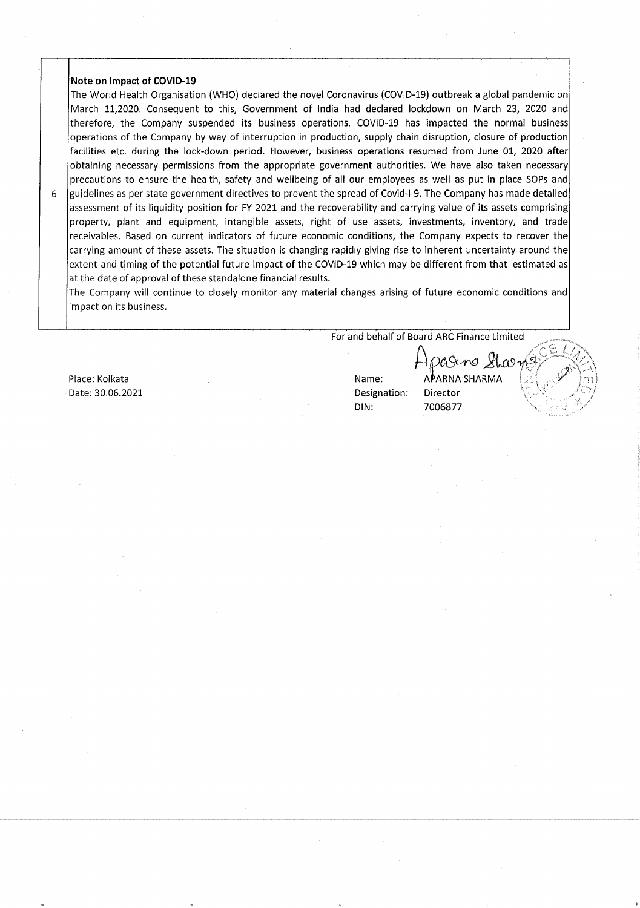| | |
|---|---|
| 6 | **Note on Impact of COVID-19**<br>The World Health Organisation (WHO) declared the novel Coronavirus (COVID-19) outbreak a global pandemic on March 11,2020. Consequent to this, Government of India had declared lockdown on March 23, 2020 and therefore, the Company suspended its business operations. COVID-19 has impacted the normal business operations of the Company by way of interruption in production, supply chain disruption, closure of production facilities etc. during the lock-down period. However, business operations resumed from June 01, 2020 after obtaining necessary permissions from the appropriate government authorities. We have also taken necessary precautions to ensure the health, safety and wellbeing of all our employees as well as put in place SOPs and guidelines as per state government directives to prevent the spread of Covid-I 9. The Company has made detailed assessment of its liquidity position for FY 2021 and the recoverability and carrying value of its assets comprising property, plant and equipment, intangible assets, right of use assets, investments, inventory, and trade receivables. Based on current indicators of future economic conditions, the Company expects to recover the carrying amount of these assets. The situation is changing rapidly giving rise to inherent uncertainty around the extent and timing of the potential future impact of the COVID-19 which may be different from that estimated as at the date of approval of these standalone financial results.<br>The Company will continue to closely monitor any material changes arising of future economic conditions and impact on its business. |

For and behalf of Board ARC Finance Limited

Place: Kolkata
Date: 30.06.2021

Name: APARNA SHARMA
Designation: Director
DIN: 7006877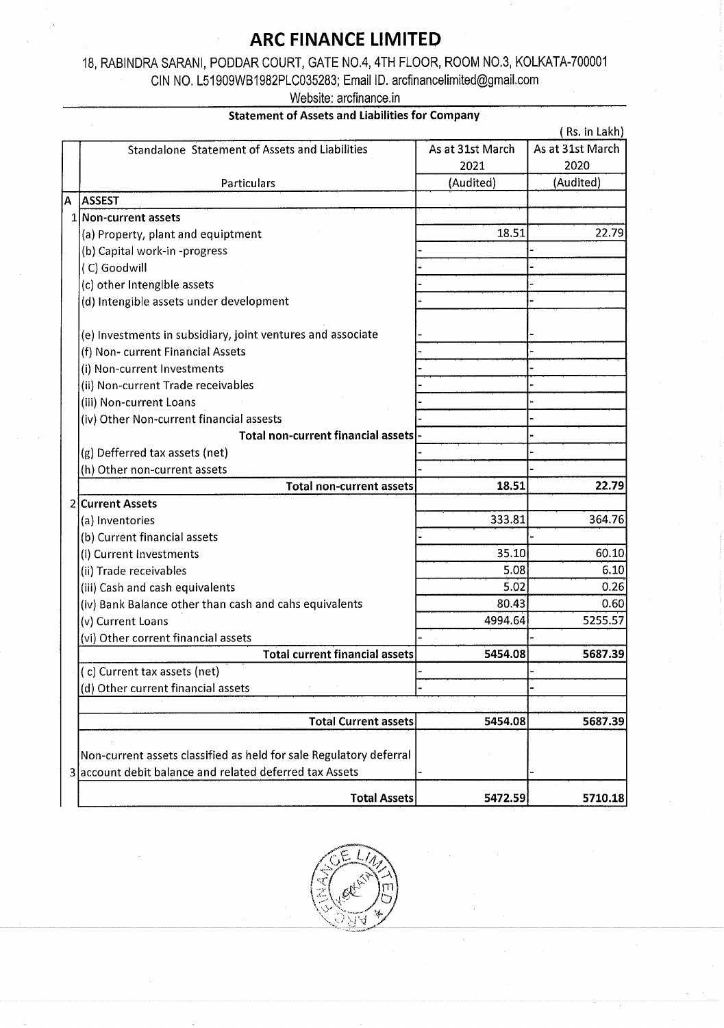# ARC FINANCE LIMITED

18, RABINDRA SARANI, PODDAR COURT, GATE NO.4, 4TH FLOOR, ROOM NO.3, KOLKATA-700001
CIN NO. L51909WB1982PLC035283; Email ID. arcfinancelimited@gmail.com
Website: arcfinance.in

**Statement of Assets and Liabilities for Company**

( Rs. in Lakh)

| | Standalone Statement of Assets and Liabilities | As at 31st March 2021 | As at 31st March 2020 |
|---|---|---|---|
| | Particulars | (Audited) | (Audited) |
| A | **ASSEST** | | |
| 1 | **Non-current assets** | | |
| | (a) Property, plant and equiptment | 18.51 | 22.79 |
| | (b) Capital work-in -progress | - | - |
| | ( C) Goodwill | - | - |
| | (c) other Intengible assets | - | - |
| | (d) Intengible assets under development | - | - |
| | (e) Investments in subsidiary, joint ventures and associate | - | - |
| | (f) Non- current Financial Assets | - | - |
| | (i) Non-current Investments | - | - |
| | (ii) Non-current Trade receivables | - | - |
| | (iii) Non-current Loans | - | - |
| | (iv) Other Non-current financial assests | - | - |
| | **Total non-current financial assets** | - | - |
| | (g) Defferred tax assets (net) | - | - |
| | (h) Other non-current assets | - | - |
| | **Total non-current assets** | **18.51** | **22.79** |
| 2 | **Current Assets** | | |
| | (a) Inventories | 333.81 | 364.76 |
| | (b) Current financial assets | - | - |
| | (i) Current Investments | 35.10 | 60.10 |
| | (ii) Trade receivables | 5.08 | 6.10 |
| | (iii) Cash and cash equivalents | 5.02 | 0.26 |
| | (iv) Bank Balance other than cash and cahs equivalents | 80.43 | 0.60 |
| | (v) Current Loans | 4994.64 | 5255.57 |
| | (vi) Other corrent financial assets | - | - |
| | **Total current financial assets** | **5454.08** | **5687.39** |
| | ( c) Current tax assets (net) | - | - |
| | (d) Other current financial assets | - | - |
| | **Total Current assets** | **5454.08** | **5687.39** |
| 3 | Non-current assets classified as held for sale Regulatory deferral account debit balance and related deferred tax Assets | - | - |
| | **Total Assets** | **5472.59** | **5710.18** |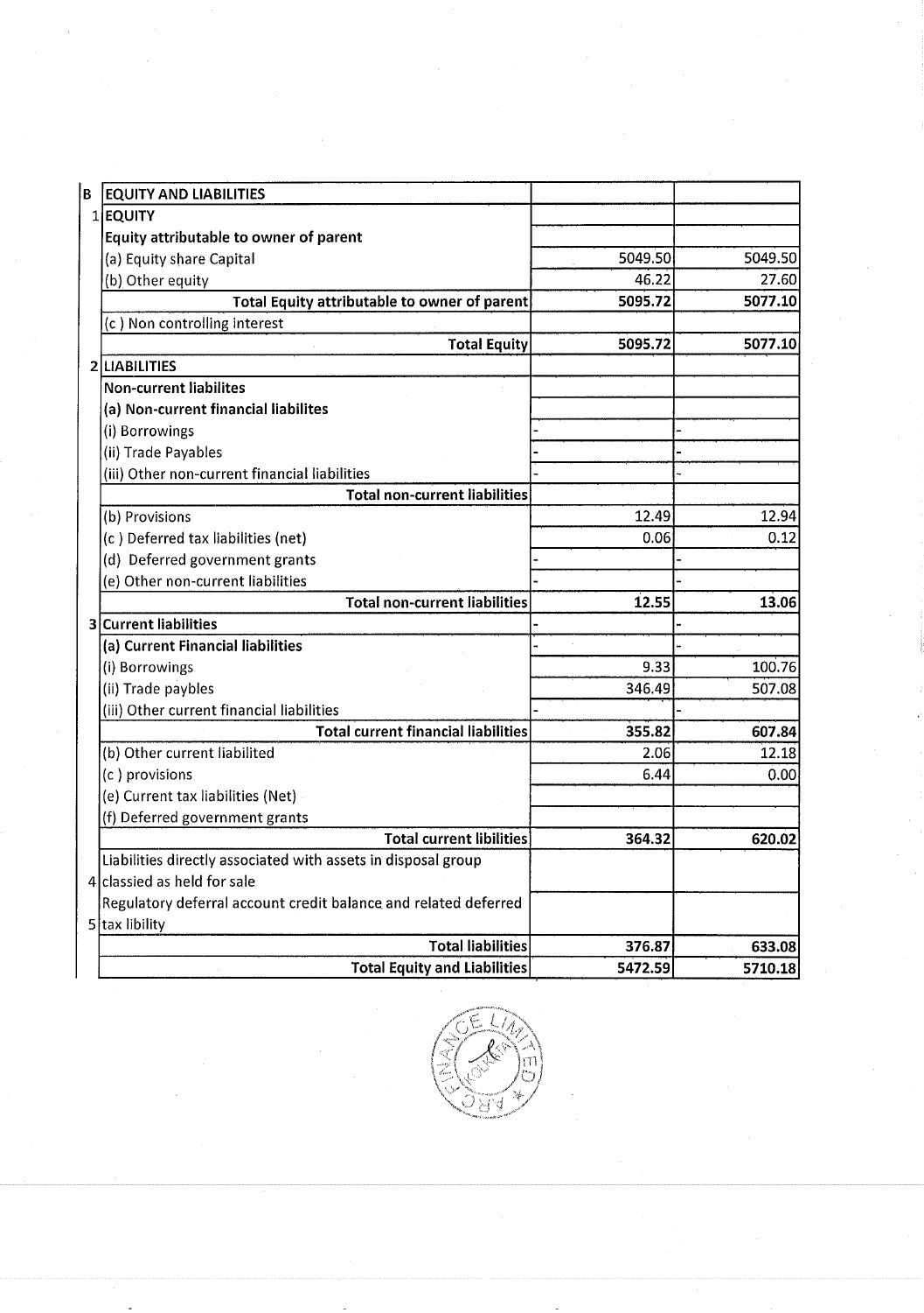| B | EQUITY AND LIABILITIES | | |
|---|---|---|---|
| 1 | **EQUITY** | | |
| | **Equity attributable to owner of parent** | | |
| | (a) Equity share Capital | 5049.50 | 5049.50 |
| | (b) Other equity | 46.22 | 27.60 |
| | **Total Equity attributable to owner of parent** | **5095.72** | **5077.10** |
| | (c ) Non controlling interest | | |
| | **Total Equity** | **5095.72** | **5077.10** |
| 2 | **LIABILITIES** | | |
| | **Non-current liabilites** | | |
| | **(a) Non-current financial liabilites** | | |
| | (i) Borrowings | - | - |
| | (ii) Trade Payables | - | - |
| | (iii) Other non-current financial liabilities | - | - |
| | **Total non-current liabilities** | | |
| | (b) Provisions | 12.49 | 12.94 |
| | (c ) Deferred tax liabilities (net) | 0.06 | 0.12 |
| | (d) Deferred government grants | - | - |
| | (e) Other non-current liabilities | - | - |
| | **Total non-current liabilities** | **12.55** | **13.06** |
| 3 | **Current liabilities** | - | - |
| | **(a) Current Financial liabilities** | - | - |
| | (i) Borrowings | 9.33 | 100.76 |
| | (ii) Trade paybles | 346.49 | 507.08 |
| | (iii) Other current financial liabilities | - | - |
| | **Total current financial liabilities** | **355.82** | **607.84** |
| | (b) Other current liabilited | 2.06 | 12.18 |
| | (c ) provisions | 6.44 | 0.00 |
| | (e) Current tax liabilities (Net) | | |
| | (f) Deferred government grants | | |
| | **Total current libilities** | **364.32** | **620.02** |
| 4 | Liabilities directly associated with assets in disposal group classied as held for sale | | |
| 5 | Regulatory deferral account credit balance and related deferred tax libility | | |
| | **Total liabilities** | **376.87** | **633.08** |
| | **Total Equity and Liabilities** | **5472.59** | **5710.18** |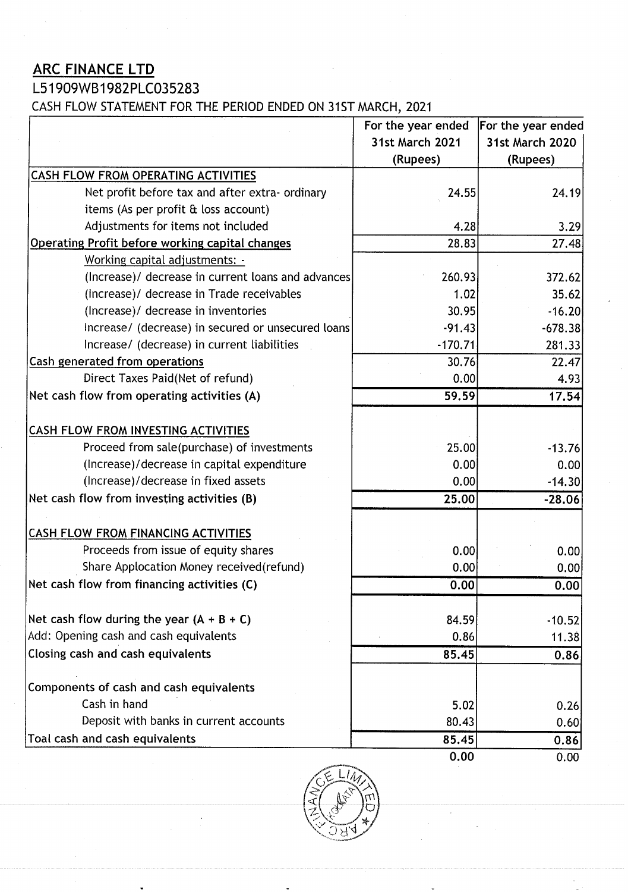## ARC FINANCE LTD

L51909WB1982PLC035283

CASH FLOW STATEMENT FOR THE PERIOD ENDED ON 31ST MARCH, 2021

| | For the year ended 31st March 2021 (Rupees) | For the year ended 31st March 2020 (Rupees) |
|---|---|---|
| **CASH FLOW FROM OPERATING ACTIVITIES** | | |
| Net profit before tax and after extra- ordinary items (As per profit & loss account) | 24.55 | 24.19 |
| Adjustments for items not included | 4.28 | 3.29 |
| **Operating Profit before working capital changes** | 28.83 | 27.48 |
| Working capital adjustments: - | | |
| (Increase)/ decrease in current loans and advances | 260.93 | 372.62 |
| (Increase)/ decrease in Trade receivables | 1.02 | 35.62 |
| (Increase)/ decrease in inventories | 30.95 | -16.20 |
| Increase/ (decrease) in secured or unsecured loans | -91.43 | -678.38 |
| Increase/ (decrease) in current liabilities | -170.71 | 281.33 |
| **Cash generated from operations** | 30.76 | 22.47 |
| Direct Taxes Paid(Net of refund) | 0.00 | 4.93 |
| **Net cash flow from operating activities (A)** | **59.59** | **17.54** |
| | | |
| **CASH FLOW FROM INVESTING ACTIVITIES** | | |
| Proceed from sale(purchase) of investments | 25.00 | -13.76 |
| (Increase)/decrease in capital expenditure | 0.00 | 0.00 |
| (Increase)/decrease in fixed assets | 0.00 | -14.30 |
| **Net cash flow from investing activities (B)** | **25.00** | **-28.06** |
| | | |
| **CASH FLOW FROM FINANCING ACTIVITIES** | | |
| Proceeds from issue of equity shares | 0.00 | 0.00 |
| Share Applocation Money received(refund) | 0.00 | 0.00 |
| **Net cash flow from financing activities (C)** | **0.00** | **0.00** |
| | | |
| Net cash flow during the year (A + B + C) | 84.59 | -10.52 |
| Add: Opening cash and cash equivalents | 0.86 | 11.38 |
| **Closing cash and cash equivalents** | **85.45** | **0.86** |
| | | |
| **Components of cash and cash equivalents** | | |
| Cash in hand | 5.02 | 0.26 |
| Deposit with banks in current accounts | 80.43 | 0.60 |
| **Toal cash and cash equivalents** | **85.45** | **0.86** |
| | 0.00 | 0.00 |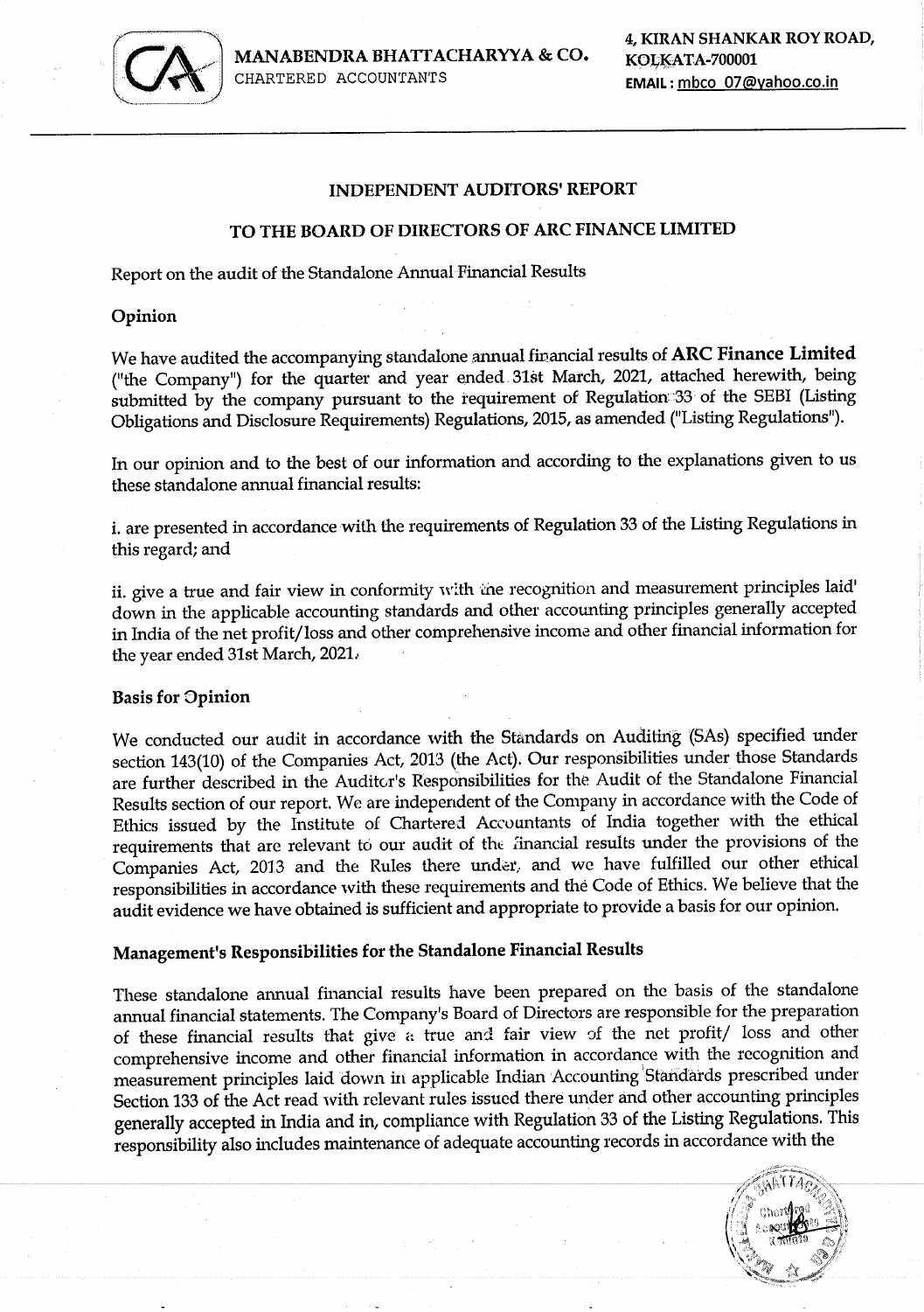MANABENDRA BHATTACHARYYA & CO.
CHARTERED ACCOUNTANTS

4, KIRAN SHANKAR ROY ROAD,
KOLKATA-700001
EMAIL : mbco_07@yahoo.co.in

## INDEPENDENT AUDITORS' REPORT

## TO THE BOARD OF DIRECTORS OF ARC FINANCE LIMITED

Report on the audit of the Standalone Annual Financial Results

### Opinion

We have audited the accompanying standalone annual financial results of **ARC Finance Limited** ("the Company") for the quarter and year ended 31st March, 2021, attached herewith, being submitted by the company pursuant to the requirement of Regulation 33 of the SEBI (Listing Obligations and Disclosure Requirements) Regulations, 2015, as amended ("Listing Regulations").

In our opinion and to the best of our information and according to the explanations given to us these standalone annual financial results:

i. are presented in accordance with the requirements of Regulation 33 of the Listing Regulations in this regard; and

ii. give a true and fair view in conformity with the recognition and measurement principles laid down in the applicable accounting standards and other accounting principles generally accepted in India of the net profit/loss and other comprehensive income and other financial information for the year ended 31st March, 2021.

### Basis for Opinion

We conducted our audit in accordance with the Standards on Auditing (SAs) specified under section 143(10) of the Companies Act, 2013 (the Act). Our responsibilities under those Standards are further described in the Auditor's Responsibilities for the Audit of the Standalone Financial Results section of our report. We are independent of the Company in accordance with the Code of Ethics issued by the Institute of Chartered Accountants of India together with the ethical requirements that are relevant to our audit of the financial results under the provisions of the Companies Act, 2013 and the Rules there under, and we have fulfilled our other ethical responsibilities in accordance with these requirements and the Code of Ethics. We believe that the audit evidence we have obtained is sufficient and appropriate to provide a basis for our opinion.

### Management's Responsibilities for the Standalone Financial Results

These standalone annual financial results have been prepared on the basis of the standalone annual financial statements. The Company's Board of Directors are responsible for the preparation of these financial results that give a true and fair view of the net profit/ loss and other comprehensive income and other financial information in accordance with the recognition and measurement principles laid down in applicable Indian Accounting Standards prescribed under Section 133 of the Act read with relevant rules issued there under and other accounting principles generally accepted in India and in, compliance with Regulation 33 of the Listing Regulations. This responsibility also includes maintenance of adequate accounting records in accordance with the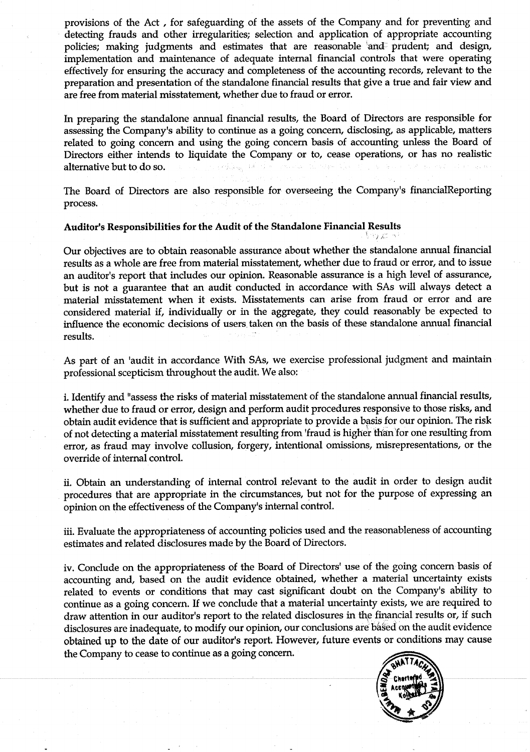provisions of the Act , for safeguarding of the assets of the Company and for preventing and detecting frauds and other irregularities; selection and application of appropriate accounting policies; making judgments and estimates that are reasonable and prudent; and design, implementation and maintenance of adequate internal financial controls that were operating effectively for ensuring the accuracy and completeness of the accounting records, relevant to the preparation and presentation of the standalone financial results that give a true and fair view and are free from material misstatement, whether due to fraud or error.

In preparing the standalone annual financial results, the Board of Directors are responsible for assessing the Company's ability to continue as a going concern, disclosing, as applicable, matters related to going concern and using the going concern basis of accounting unless the Board of Directors either intends to liquidate the Company or to, cease operations, or has no realistic alternative but to do so.

The Board of Directors are also responsible for overseeing the Company's financialReporting process.

**Auditor's Responsibilities for the Audit of the Standalone Financial Results**

Our objectives are to obtain reasonable assurance about whether the standalone annual financial results as a whole are free from material misstatement, whether due to fraud or error, and to issue an auditor's report that includes our opinion. Reasonable assurance is a high level of assurance, but is not a guarantee that an audit conducted in accordance with SAs will always detect a material misstatement when it exists. Misstatements can arise from fraud or error and are considered material if, individually or in the aggregate, they could reasonably be expected to influence the economic decisions of users taken on the basis of these standalone annual financial results.

As part of an 'audit in accordance With SAs, we exercise professional judgment and maintain professional scepticism throughout the audit. We also:

i. Identify and "assess the risks of material misstatement of the standalone annual financial results, whether due to fraud or error, design and perform audit procedures responsive to those risks, and obtain audit evidence that is sufficient and appropriate to provide a basis for our opinion. The risk of not detecting a material misstatement resulting from 'fraud is higher than for one resulting from error, as fraud may involve collusion, forgery, intentional omissions, misrepresentations, or the override of internal control.

ii. Obtain an understanding of internal control relevant to the audit in order to design audit procedures that are appropriate in the circumstances, but not for the purpose of expressing an opinion on the effectiveness of the Company's internal control.

iii. Evaluate the appropriateness of accounting policies used and the reasonableness of accounting estimates and related disclosures made by the Board of Directors.

iv. Conclude on the appropriateness of the Board of Directors' use of the going concern basis of accounting and, based on the audit evidence obtained, whether a material uncertainty exists related to events or conditions that may cast significant doubt on the Company's ability to continue as a going concern. If we conclude that a material uncertainty exists, we are required to draw attention in our auditor's report to the related disclosures in the financial results or, if such disclosures are inadequate, to modify our opinion, our conclusions are based on the audit evidence obtained up to the date of our auditor's report. However, future events or conditions may cause the Company to cease to continue as a going concern.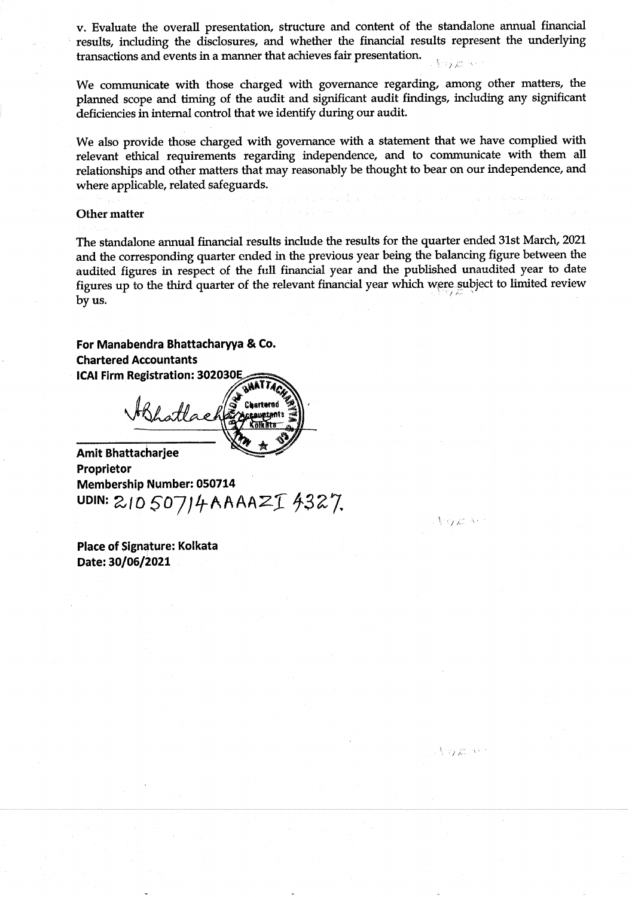v. Evaluate the overall presentation, structure and content of the standalone annual financial results, including the disclosures, and whether the financial results represent the underlying transactions and events in a manner that achieves fair presentation.

We communicate with those charged with governance regarding, among other matters, the planned scope and timing of the audit and significant audit findings, including any significant deficiencies in internal control that we identify during our audit.

We also provide those charged with governance with a statement that we have complied with relevant ethical requirements regarding independence, and to communicate with them all relationships and other matters that may reasonably be thought to bear on our independence, and where applicable, related safeguards.

**Other matter**

The standalone annual financial results include the results for the quarter ended 31st March, 2021 and the corresponding quarter ended in the previous year being the balancing figure between the audited figures in respect of the full financial year and the published unaudited year to date figures up to the third quarter of the relevant financial year which were subject to limited review by us.

**For Manabendra Bhattacharyya & Co.**
**Chartered Accountants**
**ICAI Firm Registration: 302030E**

**Amit Bhattacharjee**
**Proprietor**
**Membership Number: 050714**
**UDIN:** 21050714AAAAZI4327.

**Place of Signature: Kolkata**
**Date: 30/06/2021**